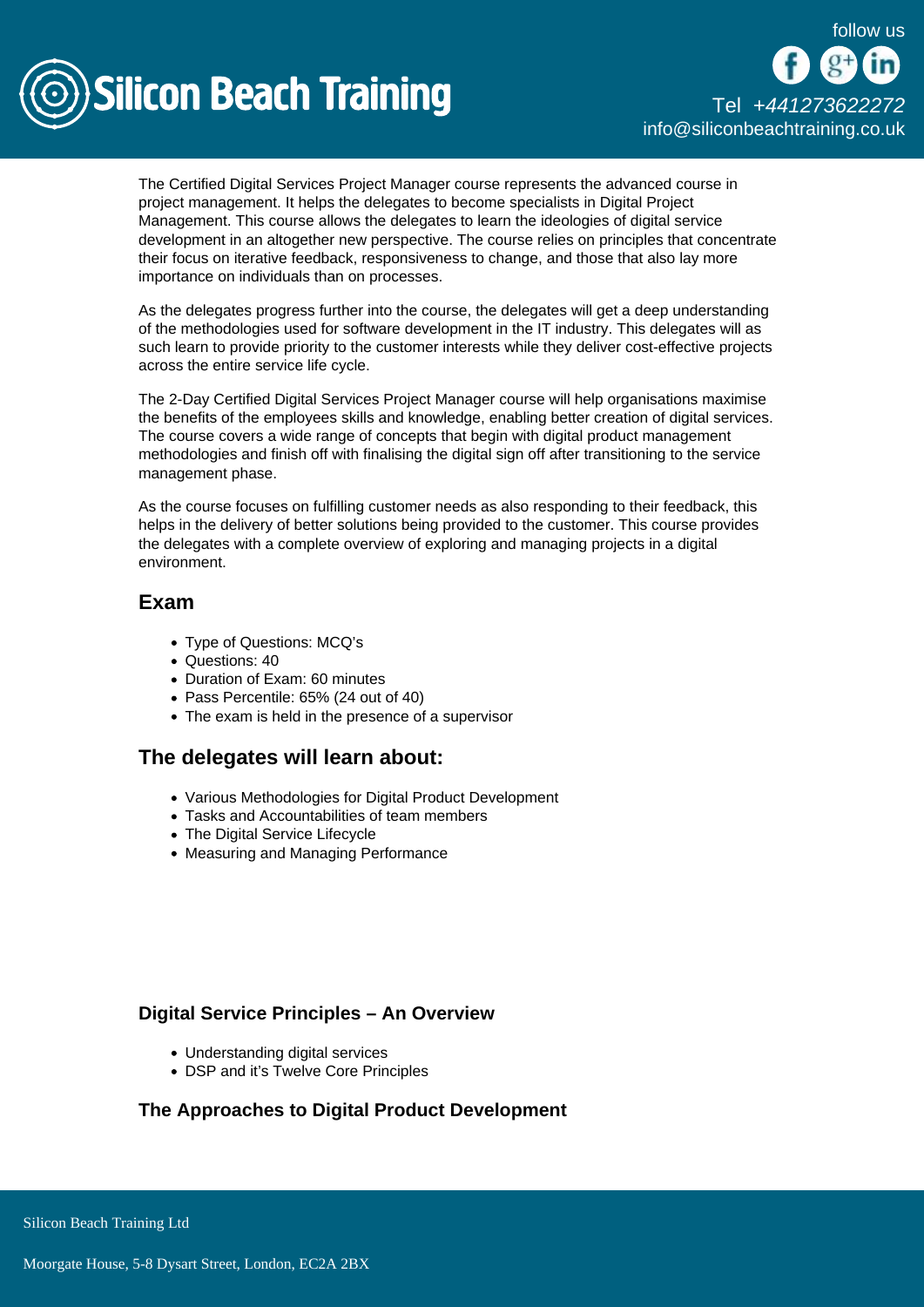The Certified Digital Services Project Manager course represents the advanced course in project management. It helps the delegates to become specialists in Digital Project Management. This course allows the delegates to learn the ideologies of digital service development in an altogether new perspective. The course relies on principles that concentrate their focus on iterative feedback, responsiveness to change, and those that also lay more importance on individuals than on processes.

As the delegates progress further into the course, the delegates will get a deep understanding of the methodologies used for software development in the IT industry. This delegates will as such learn to provide priority to the customer interests while they deliver cost-effective projects across the entire service life cycle.

The 2-Day Certified Digital Services Project Manager course will help organisations maximise the benefits of the employees skills and knowledge, enabling better creation of digital services. The course covers a wide range of concepts that begin with digital product management methodologies and finish off with finalising the digital sign off after transitioning to the service management phase.

As the course focuses on fulfilling customer needs as also responding to their feedback, this helps in the delivery of better solutions being provided to the customer. This course provides the delegates with a complete overview of exploring and managing projects in a digital environment.

## Exam

- Type of Questions: MCQ's
- Questions: 40
- Duration of Exam: 60 minutes
- Pass Percentile: 65% (24 out of 40)
- The exam is held in the presence of a supervisor

## The delegates will learn about:

- Various Methodologies for Digital Product Development
- Tasks and Accountabilities of team members
- The Digital Service Lifecycle
- Measuring and Managing Performance

### Digital Service Principles – An Overview

- Understanding digital services
- DSP and it's Twelve Core Principles

### The Approaches to Digital Product Development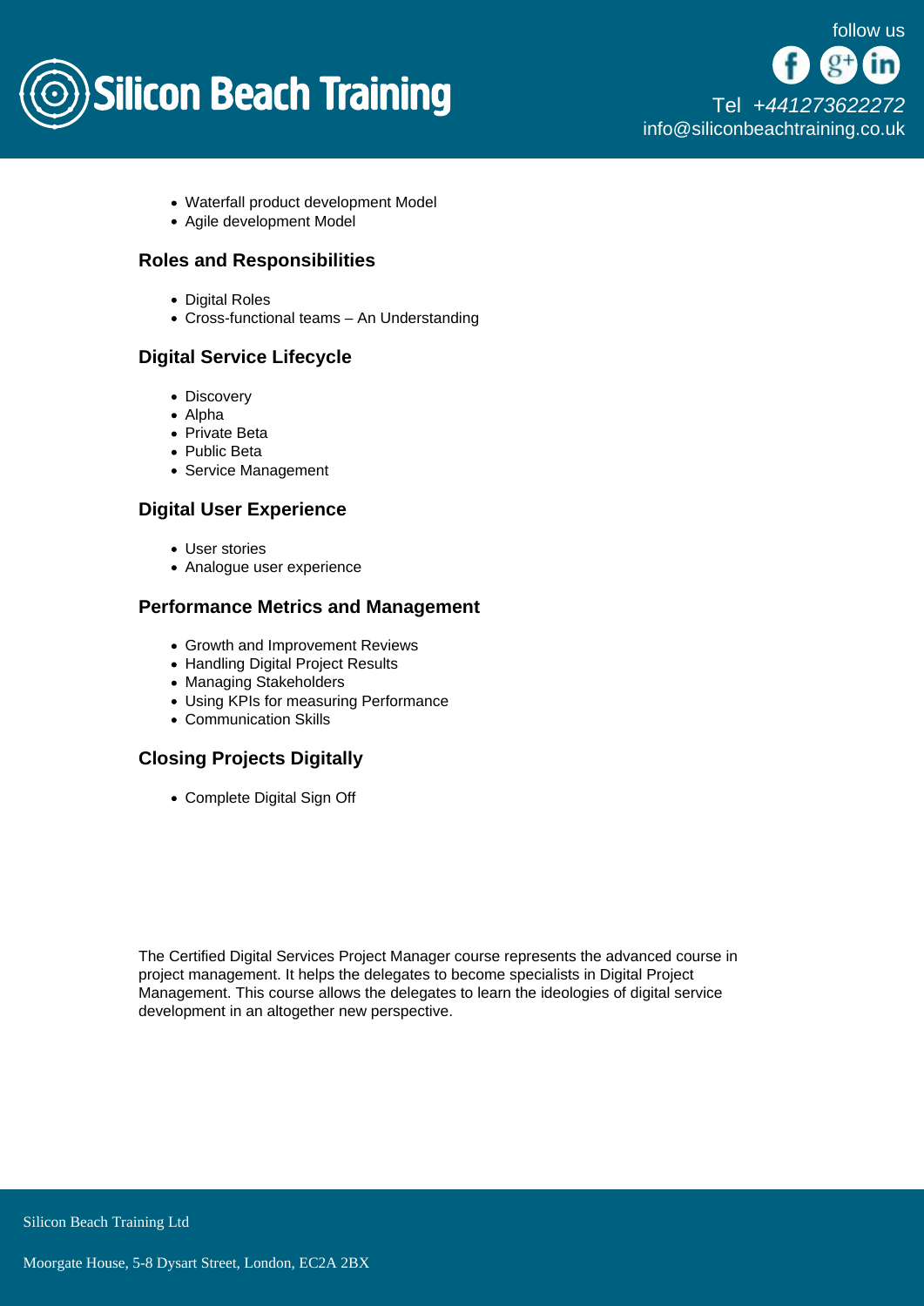- Waterfall product development Model
- Agile development Model

### Roles and Responsibilities

- Digital Roles
- Cross-functional teams – An Understanding

### Digital Service Lifecycle

- Discovery
- Alpha
- Private Beta
- Public Beta
- Service Management

### Digital User Experience

- User stories
- Analogue user experience

### Performance Metrics and Management

- Growth and Improvement Reviews
- Handling Digital Project Results
- Managing Stakeholders
- Using KPIs for measuring Performance
- Communication Skills

### Closing Projects Digitally

- Complete Digital Sign Off

The Certified Digital Services Project Manager course represents the advanced course in project management. It helps the delegates to become specialists in Digital Project Management. This course allows the delegates to learn the ideologies of digital service development in an altogether new perspective.